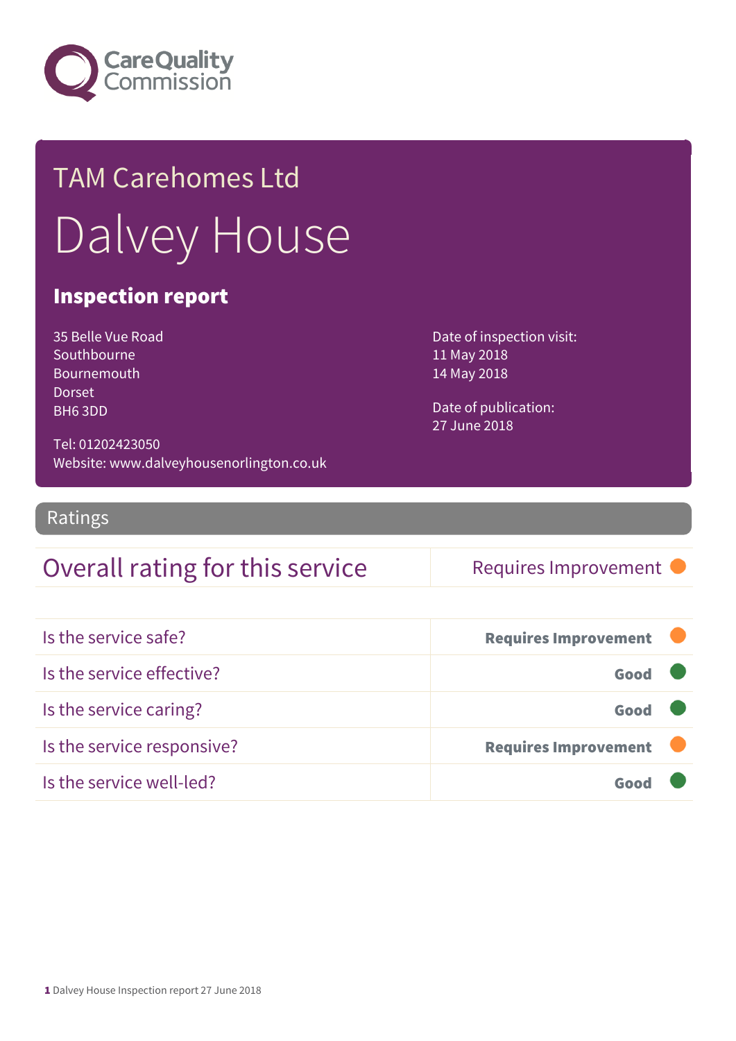Care Quality Commission

TAM Carehomes Ltd

# Dalvey House

## Inspection report

35 Belle Vue Road
Southbourne
Bournemouth
Dorset
BH6 3DD

Tel: 01202423050
Website: www.dalveyhousenorlington.co.uk

Date of inspection visit:
11 May 2018
14 May 2018

Date of publication:
27 June 2018

## Ratings

| Overall rating for this service | Requires Improvement |
| --- | --- |

| Is the service safe? | Requires Improvement |
| --- | --- |
| Is the service effective? | Good |
| Is the service caring? | Good |
| Is the service responsive? | Requires Improvement |
| Is the service well-led? | Good |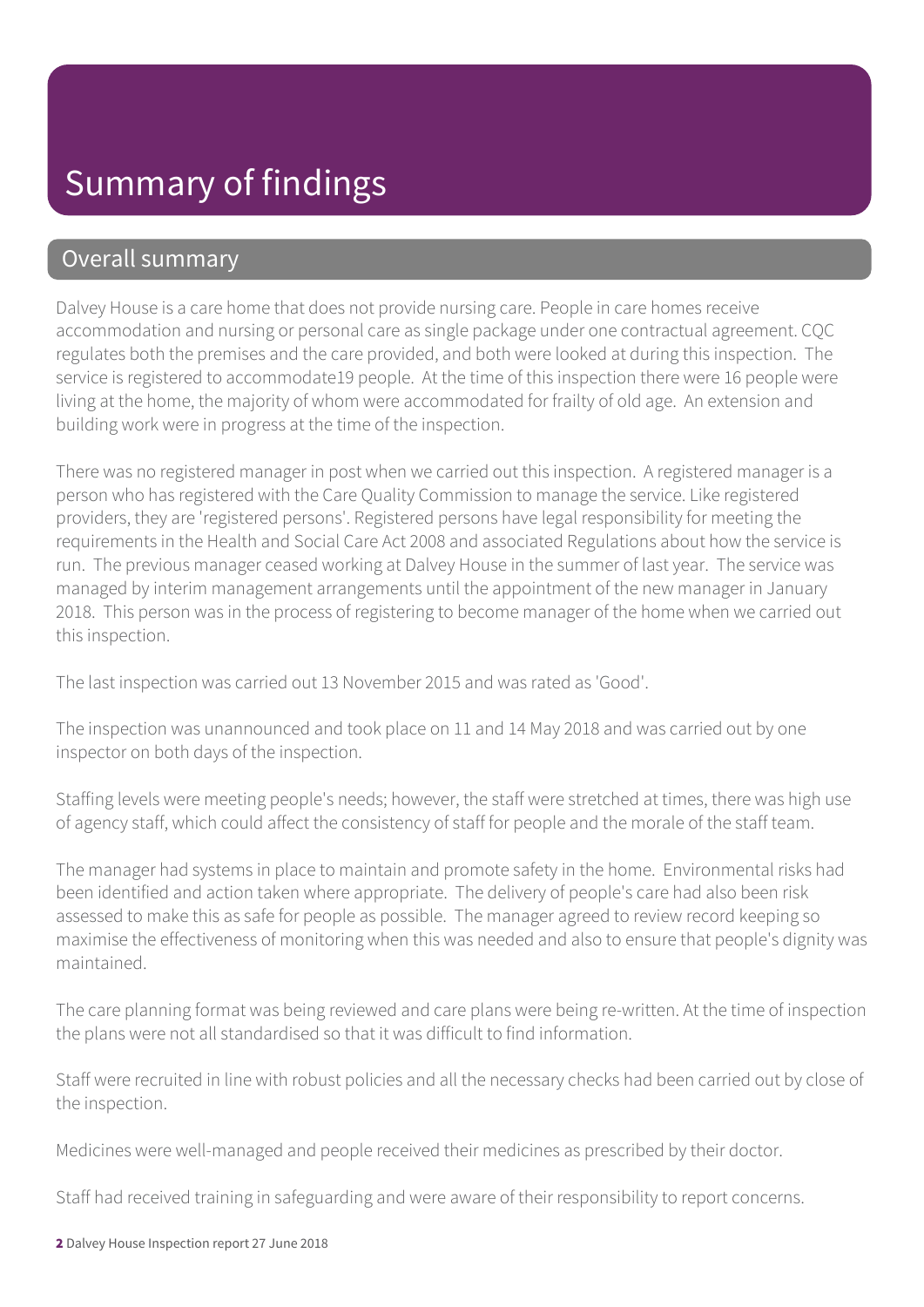# Summary of findings

## Overall summary

Dalvey House is a care home that does not provide nursing care. People in care homes receive accommodation and nursing or personal care as single package under one contractual agreement. CQC regulates both the premises and the care provided, and both were looked at during this inspection. The service is registered to accommodate19 people. At the time of this inspection there were 16 people were living at the home, the majority of whom were accommodated for frailty of old age. An extension and building work were in progress at the time of the inspection.

There was no registered manager in post when we carried out this inspection. A registered manager is a person who has registered with the Care Quality Commission to manage the service. Like registered providers, they are 'registered persons'. Registered persons have legal responsibility for meeting the requirements in the Health and Social Care Act 2008 and associated Regulations about how the service is run. The previous manager ceased working at Dalvey House in the summer of last year. The service was managed by interim management arrangements until the appointment of the new manager in January 2018. This person was in the process of registering to become manager of the home when we carried out this inspection.

The last inspection was carried out 13 November 2015 and was rated as 'Good'.

The inspection was unannounced and took place on 11 and 14 May 2018 and was carried out by one inspector on both days of the inspection.

Staffing levels were meeting people's needs; however, the staff were stretched at times, there was high use of agency staff, which could affect the consistency of staff for people and the morale of the staff team.

The manager had systems in place to maintain and promote safety in the home. Environmental risks had been identified and action taken where appropriate. The delivery of people's care had also been risk assessed to make this as safe for people as possible. The manager agreed to review record keeping so maximise the effectiveness of monitoring when this was needed and also to ensure that people's dignity was maintained.

The care planning format was being reviewed and care plans were being re-written. At the time of inspection the plans were not all standardised so that it was difficult to find information.

Staff were recruited in line with robust policies and all the necessary checks had been carried out by close of the inspection.

Medicines were well-managed and people received their medicines as prescribed by their doctor.

Staff had received training in safeguarding and were aware of their responsibility to report concerns.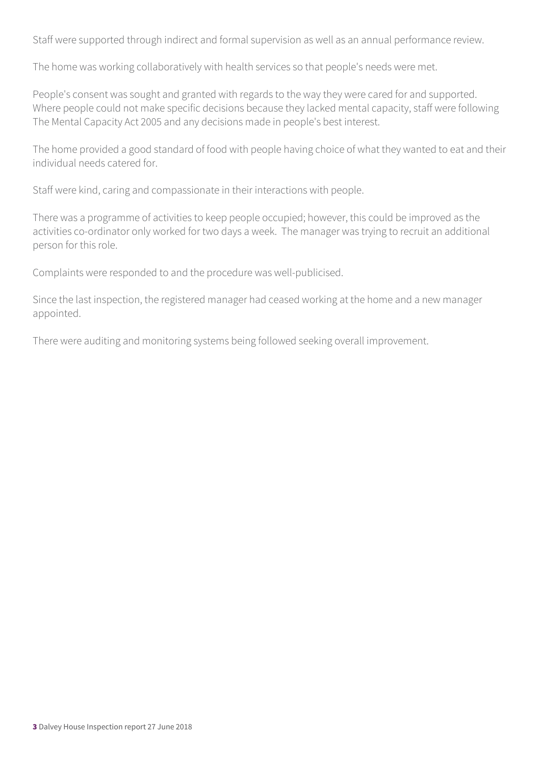Staff were supported through indirect and formal supervision as well as an annual performance review.

The home was working collaboratively with health services so that people's needs were met.

People's consent was sought and granted with regards to the way they were cared for and supported. Where people could not make specific decisions because they lacked mental capacity, staff were following The Mental Capacity Act 2005 and any decisions made in people's best interest.

The home provided a good standard of food with people having choice of what they wanted to eat and their individual needs catered for.

Staff were kind, caring and compassionate in their interactions with people.

There was a programme of activities to keep people occupied; however, this could be improved as the activities co-ordinator only worked for two days a week. The manager was trying to recruit an additional person for this role.

Complaints were responded to and the procedure was well-publicised.

Since the last inspection, the registered manager had ceased working at the home and a new manager appointed.

There were auditing and monitoring systems being followed seeking overall improvement.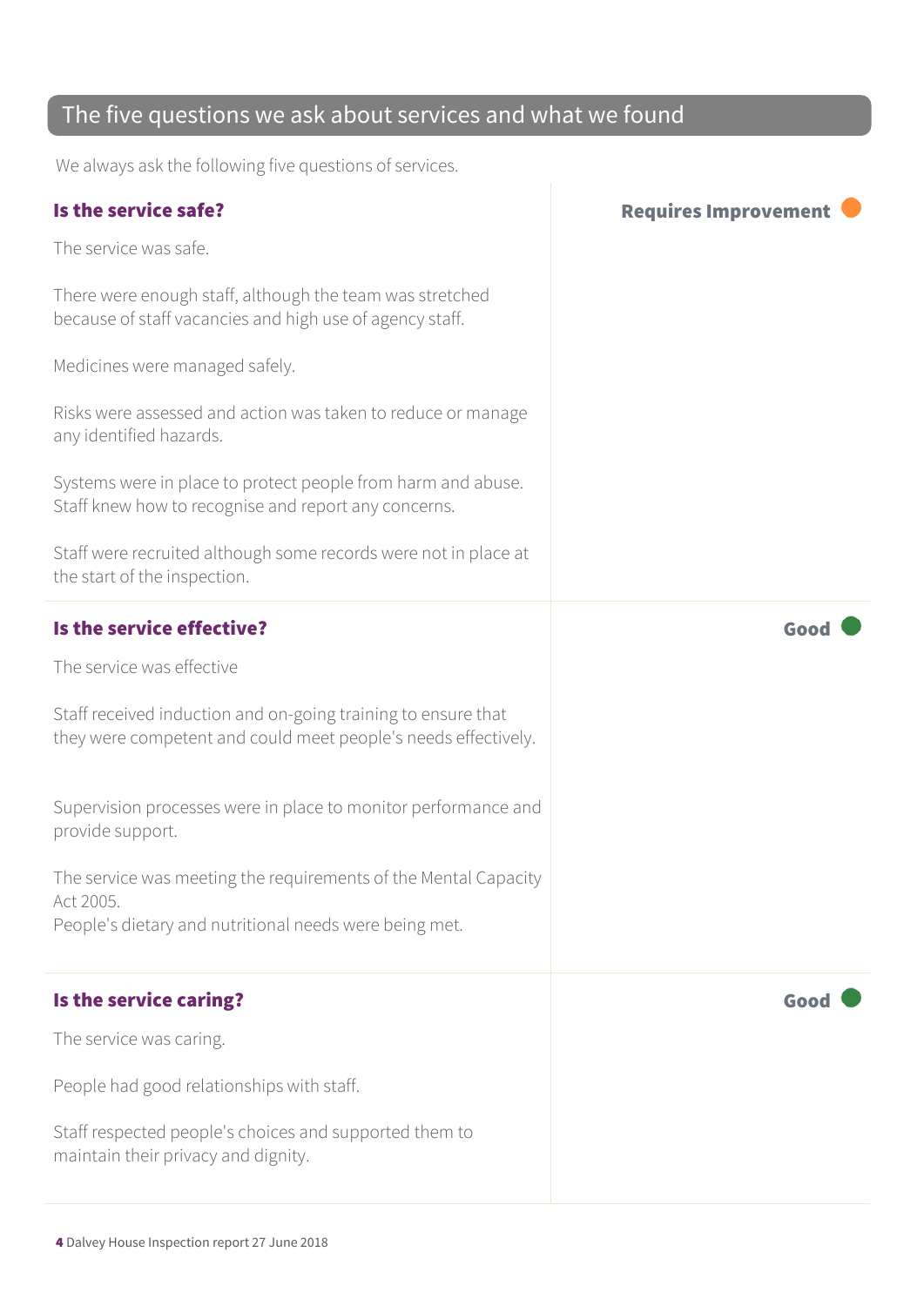## The five questions we ask about services and what we found

We always ask the following five questions of services.

### Is the service safe?

**Requires Improvement**

The service was safe.

There were enough staff, although the team was stretched because of staff vacancies and high use of agency staff.

Medicines were managed safely.

Risks were assessed and action was taken to reduce or manage any identified hazards.

Systems were in place to protect people from harm and abuse. Staff knew how to recognise and report any concerns.

Staff were recruited although some records were not in place at the start of the inspection.

### Is the service effective?

**Good**

The service was effective

Staff received induction and on-going training to ensure that they were competent and could meet people's needs effectively.

Supervision processes were in place to monitor performance and provide support.

The service was meeting the requirements of the Mental Capacity Act 2005.
People's dietary and nutritional needs were being met.

### Is the service caring?

**Good**

The service was caring.

People had good relationships with staff.

Staff respected people's choices and supported them to maintain their privacy and dignity.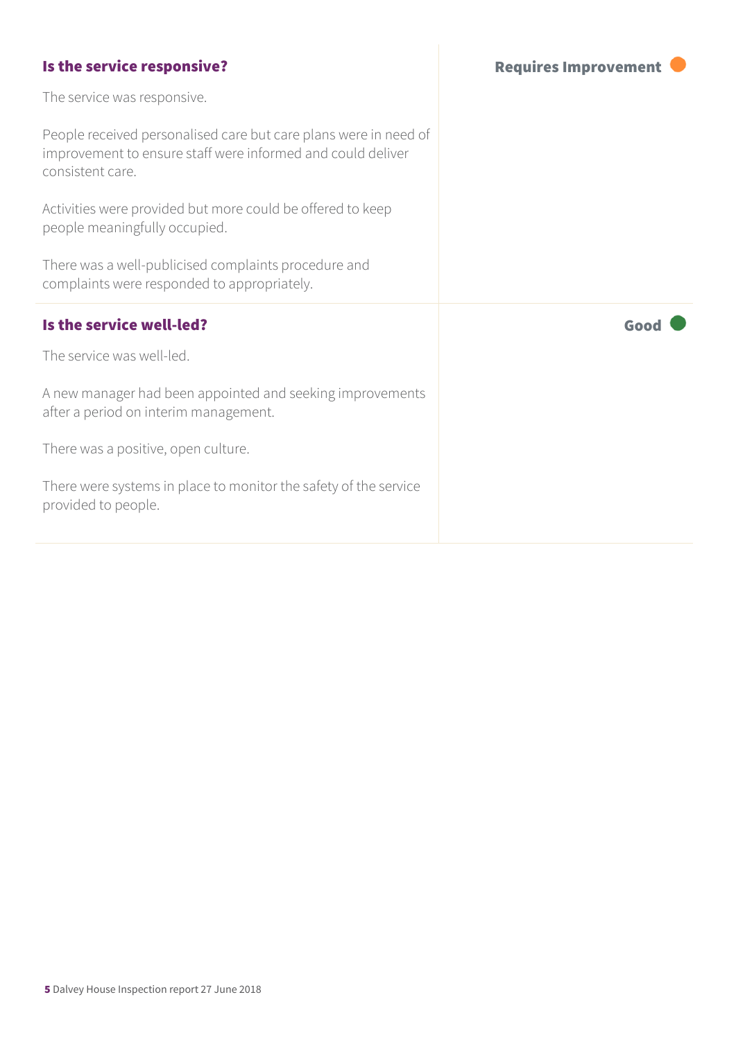### Is the service responsive?

**Requires Improvement**

The service was responsive.

People received personalised care but care plans were in need of improvement to ensure staff were informed and could deliver consistent care.

Activities were provided but more could be offered to keep people meaningfully occupied.

There was a well-publicised complaints procedure and complaints were responded to appropriately.

### Is the service well-led?

**Good**

The service was well-led.

A new manager had been appointed and seeking improvements after a period on interim management.

There was a positive, open culture.

There were systems in place to monitor the safety of the service provided to people.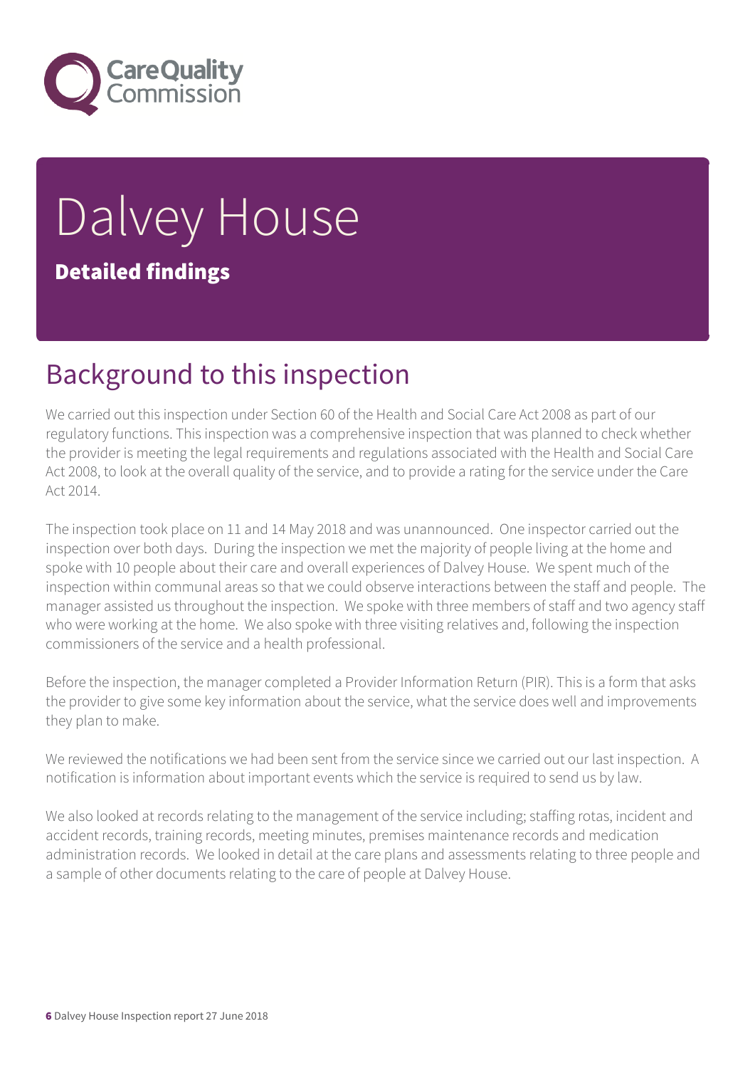# Dalvey House

**Detailed findings**

## Background to this inspection

We carried out this inspection under Section 60 of the Health and Social Care Act 2008 as part of our regulatory functions. This inspection was a comprehensive inspection that was planned to check whether the provider is meeting the legal requirements and regulations associated with the Health and Social Care Act 2008, to look at the overall quality of the service, and to provide a rating for the service under the Care Act 2014.

The inspection took place on 11 and 14 May 2018 and was unannounced. One inspector carried out the inspection over both days. During the inspection we met the majority of people living at the home and spoke with 10 people about their care and overall experiences of Dalvey House. We spent much of the inspection within communal areas so that we could observe interactions between the staff and people. The manager assisted us throughout the inspection. We spoke with three members of staff and two agency staff who were working at the home. We also spoke with three visiting relatives and, following the inspection commissioners of the service and a health professional.

Before the inspection, the manager completed a Provider Information Return (PIR). This is a form that asks the provider to give some key information about the service, what the service does well and improvements they plan to make.

We reviewed the notifications we had been sent from the service since we carried out our last inspection. A notification is information about important events which the service is required to send us by law.

We also looked at records relating to the management of the service including; staffing rotas, incident and accident records, training records, meeting minutes, premises maintenance records and medication administration records. We looked in detail at the care plans and assessments relating to three people and a sample of other documents relating to the care of people at Dalvey House.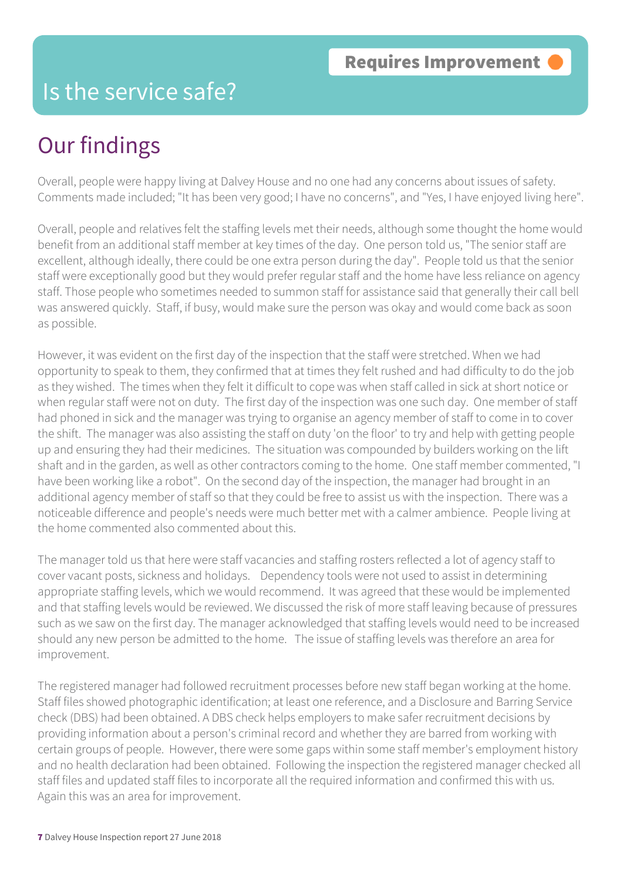# Is the service safe?

**Requires Improvement**

## Our findings

Overall, people were happy living at Dalvey House and no one had any concerns about issues of safety. Comments made included; "It has been very good; I have no concerns", and "Yes, I have enjoyed living here".

Overall, people and relatives felt the staffing levels met their needs, although some thought the home would benefit from an additional staff member at key times of the day. One person told us, "The senior staff are excellent, although ideally, there could be one extra person during the day". People told us that the senior staff were exceptionally good but they would prefer regular staff and the home have less reliance on agency staff. Those people who sometimes needed to summon staff for assistance said that generally their call bell was answered quickly. Staff, if busy, would make sure the person was okay and would come back as soon as possible.

However, it was evident on the first day of the inspection that the staff were stretched. When we had opportunity to speak to them, they confirmed that at times they felt rushed and had difficulty to do the job as they wished. The times when they felt it difficult to cope was when staff called in sick at short notice or when regular staff were not on duty. The first day of the inspection was one such day. One member of staff had phoned in sick and the manager was trying to organise an agency member of staff to come in to cover the shift. The manager was also assisting the staff on duty 'on the floor' to try and help with getting people up and ensuring they had their medicines. The situation was compounded by builders working on the lift shaft and in the garden, as well as other contractors coming to the home. One staff member commented, "I have been working like a robot". On the second day of the inspection, the manager had brought in an additional agency member of staff so that they could be free to assist us with the inspection. There was a noticeable difference and people's needs were much better met with a calmer ambience. People living at the home commented also commented about this.

The manager told us that here were staff vacancies and staffing rosters reflected a lot of agency staff to cover vacant posts, sickness and holidays. Dependency tools were not used to assist in determining appropriate staffing levels, which we would recommend. It was agreed that these would be implemented and that staffing levels would be reviewed. We discussed the risk of more staff leaving because of pressures such as we saw on the first day. The manager acknowledged that staffing levels would need to be increased should any new person be admitted to the home. The issue of staffing levels was therefore an area for improvement.

The registered manager had followed recruitment processes before new staff began working at the home. Staff files showed photographic identification; at least one reference, and a Disclosure and Barring Service check (DBS) had been obtained. A DBS check helps employers to make safer recruitment decisions by providing information about a person's criminal record and whether they are barred from working with certain groups of people. However, there were some gaps within some staff member's employment history and no health declaration had been obtained. Following the inspection the registered manager checked all staff files and updated staff files to incorporate all the required information and confirmed this with us. Again this was an area for improvement.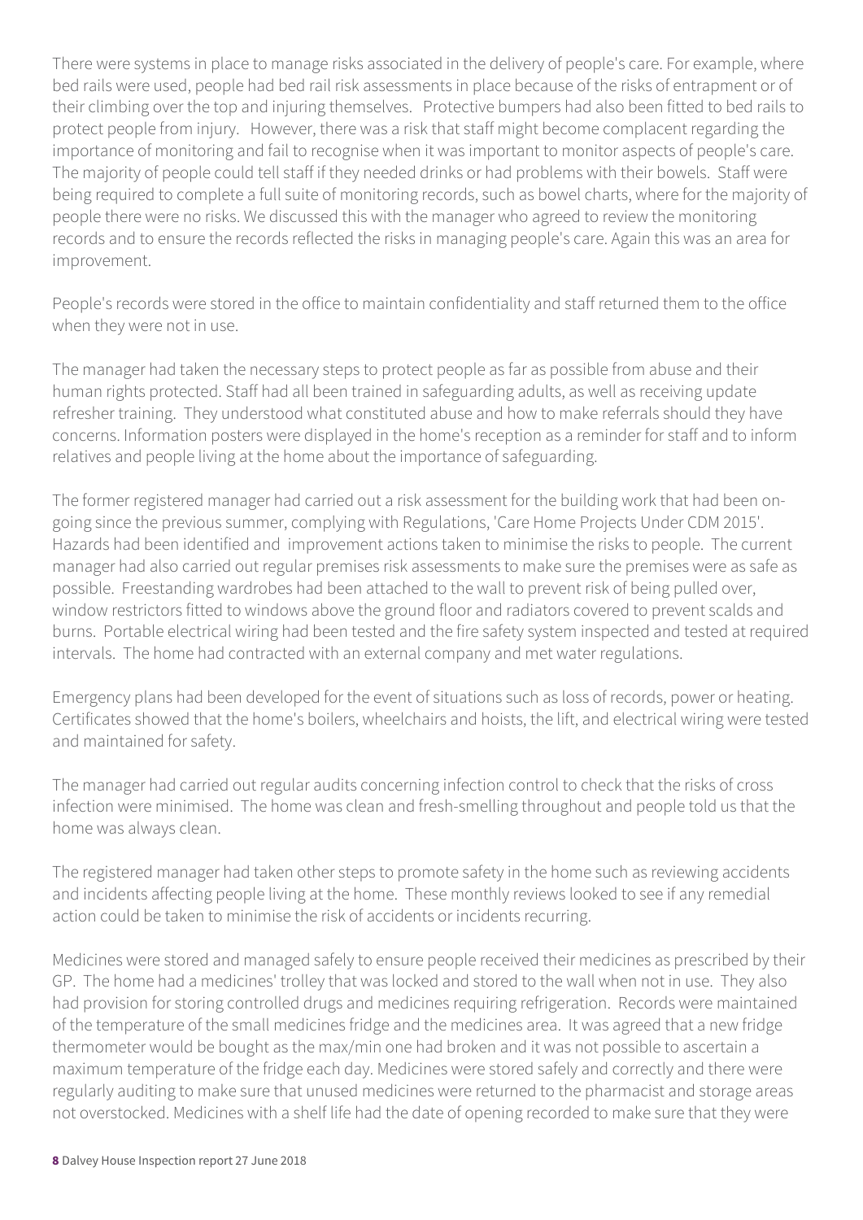There were systems in place to manage risks associated in the delivery of people's care. For example, where bed rails were used, people had bed rail risk assessments in place because of the risks of entrapment or of their climbing over the top and injuring themselves. Protective bumpers had also been fitted to bed rails to protect people from injury. However, there was a risk that staff might become complacent regarding the importance of monitoring and fail to recognise when it was important to monitor aspects of people's care. The majority of people could tell staff if they needed drinks or had problems with their bowels. Staff were being required to complete a full suite of monitoring records, such as bowel charts, where for the majority of people there were no risks. We discussed this with the manager who agreed to review the monitoring records and to ensure the records reflected the risks in managing people's care. Again this was an area for improvement.

People's records were stored in the office to maintain confidentiality and staff returned them to the office when they were not in use.

The manager had taken the necessary steps to protect people as far as possible from abuse and their human rights protected. Staff had all been trained in safeguarding adults, as well as receiving update refresher training. They understood what constituted abuse and how to make referrals should they have concerns. Information posters were displayed in the home's reception as a reminder for staff and to inform relatives and people living at the home about the importance of safeguarding.

The former registered manager had carried out a risk assessment for the building work that had been on-going since the previous summer, complying with Regulations, 'Care Home Projects Under CDM 2015'. Hazards had been identified and improvement actions taken to minimise the risks to people. The current manager had also carried out regular premises risk assessments to make sure the premises were as safe as possible. Freestanding wardrobes had been attached to the wall to prevent risk of being pulled over, window restrictors fitted to windows above the ground floor and radiators covered to prevent scalds and burns. Portable electrical wiring had been tested and the fire safety system inspected and tested at required intervals. The home had contracted with an external company and met water regulations.

Emergency plans had been developed for the event of situations such as loss of records, power or heating. Certificates showed that the home's boilers, wheelchairs and hoists, the lift, and electrical wiring were tested and maintained for safety.

The manager had carried out regular audits concerning infection control to check that the risks of cross infection were minimised. The home was clean and fresh-smelling throughout and people told us that the home was always clean.

The registered manager had taken other steps to promote safety in the home such as reviewing accidents and incidents affecting people living at the home. These monthly reviews looked to see if any remedial action could be taken to minimise the risk of accidents or incidents recurring.

Medicines were stored and managed safely to ensure people received their medicines as prescribed by their GP. The home had a medicines' trolley that was locked and stored to the wall when not in use. They also had provision for storing controlled drugs and medicines requiring refrigeration. Records were maintained of the temperature of the small medicines fridge and the medicines area. It was agreed that a new fridge thermometer would be bought as the max/min one had broken and it was not possible to ascertain a maximum temperature of the fridge each day. Medicines were stored safely and correctly and there were regularly auditing to make sure that unused medicines were returned to the pharmacist and storage areas not overstocked. Medicines with a shelf life had the date of opening recorded to make sure that they were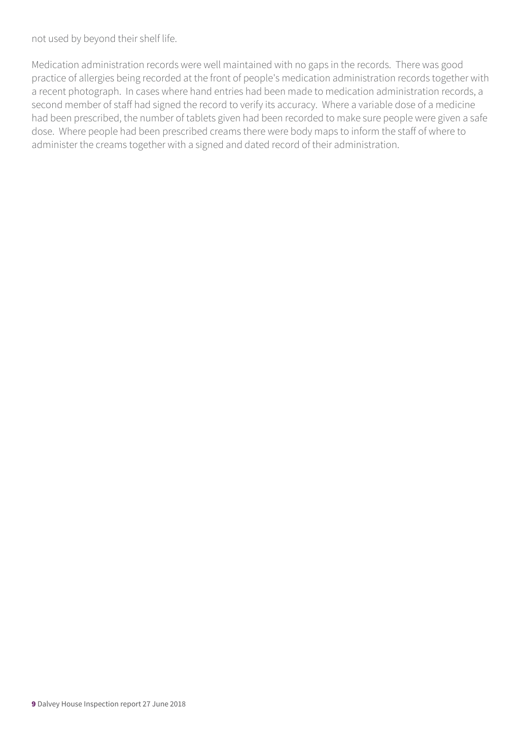not used by beyond their shelf life.

Medication administration records were well maintained with no gaps in the records. There was good practice of allergies being recorded at the front of people's medication administration records together with a recent photograph. In cases where hand entries had been made to medication administration records, a second member of staff had signed the record to verify its accuracy. Where a variable dose of a medicine had been prescribed, the number of tablets given had been recorded to make sure people were given a safe dose. Where people had been prescribed creams there were body maps to inform the staff of where to administer the creams together with a signed and dated record of their administration.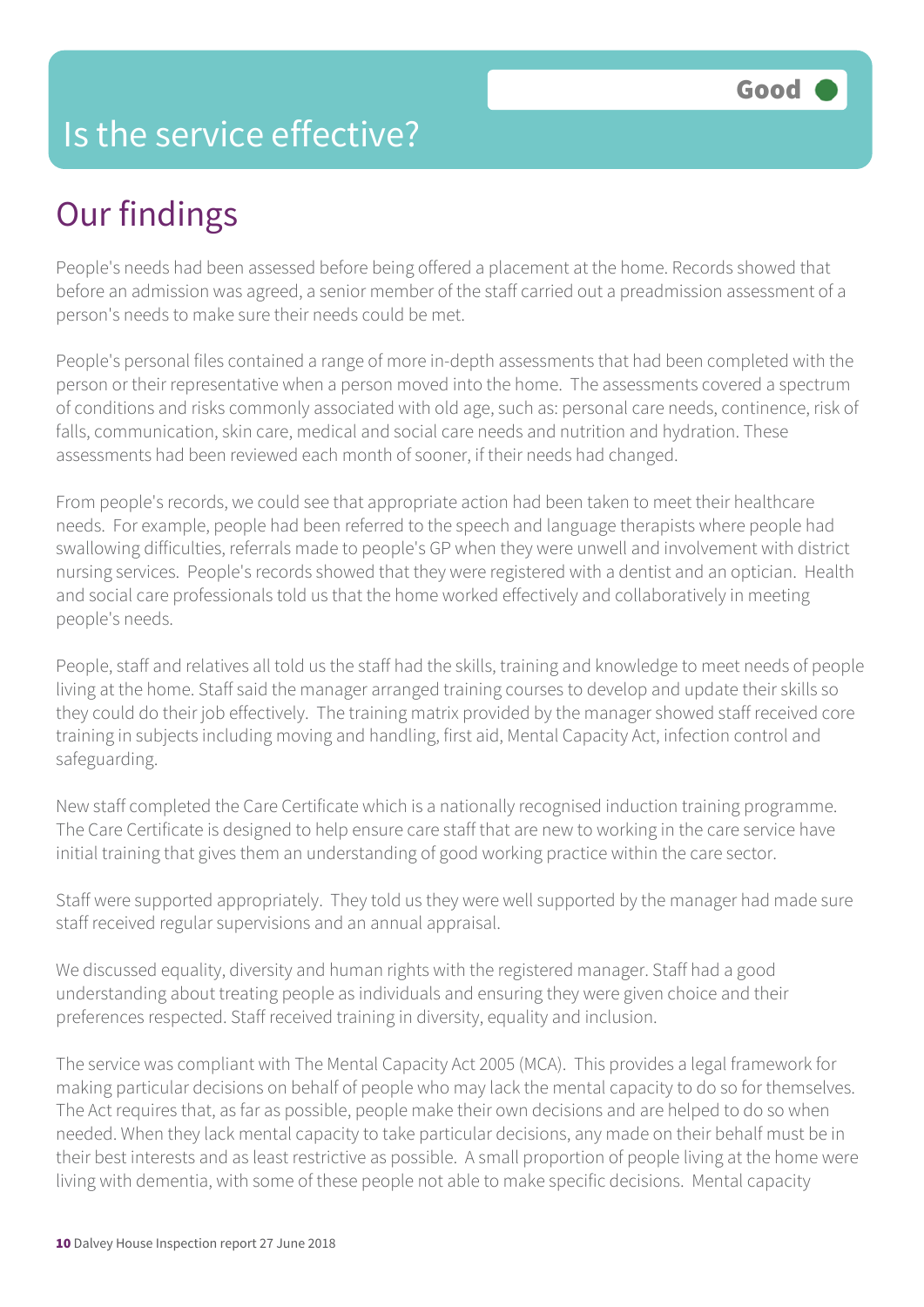# Is the service effective?

Good

## Our findings

People's needs had been assessed before being offered a placement at the home. Records showed that before an admission was agreed, a senior member of the staff carried out a preadmission assessment of a person's needs to make sure their needs could be met.

People's personal files contained a range of more in-depth assessments that had been completed with the person or their representative when a person moved into the home. The assessments covered a spectrum of conditions and risks commonly associated with old age, such as: personal care needs, continence, risk of falls, communication, skin care, medical and social care needs and nutrition and hydration. These assessments had been reviewed each month of sooner, if their needs had changed.

From people's records, we could see that appropriate action had been taken to meet their healthcare needs. For example, people had been referred to the speech and language therapists where people had swallowing difficulties, referrals made to people's GP when they were unwell and involvement with district nursing services. People's records showed that they were registered with a dentist and an optician. Health and social care professionals told us that the home worked effectively and collaboratively in meeting people's needs.

People, staff and relatives all told us the staff had the skills, training and knowledge to meet needs of people living at the home. Staff said the manager arranged training courses to develop and update their skills so they could do their job effectively. The training matrix provided by the manager showed staff received core training in subjects including moving and handling, first aid, Mental Capacity Act, infection control and safeguarding.

New staff completed the Care Certificate which is a nationally recognised induction training programme. The Care Certificate is designed to help ensure care staff that are new to working in the care service have initial training that gives them an understanding of good working practice within the care sector.

Staff were supported appropriately. They told us they were well supported by the manager had made sure staff received regular supervisions and an annual appraisal.

We discussed equality, diversity and human rights with the registered manager. Staff had a good understanding about treating people as individuals and ensuring they were given choice and their preferences respected. Staff received training in diversity, equality and inclusion.

The service was compliant with The Mental Capacity Act 2005 (MCA). This provides a legal framework for making particular decisions on behalf of people who may lack the mental capacity to do so for themselves. The Act requires that, as far as possible, people make their own decisions and are helped to do so when needed. When they lack mental capacity to take particular decisions, any made on their behalf must be in their best interests and as least restrictive as possible. A small proportion of people living at the home were living with dementia, with some of these people not able to make specific decisions. Mental capacity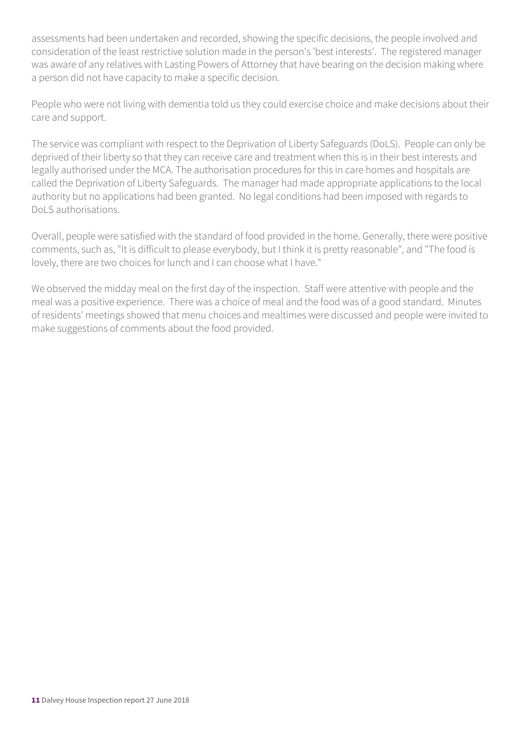assessments had been undertaken and recorded, showing the specific decisions, the people involved and consideration of the least restrictive solution made in the person's 'best interests'. The registered manager was aware of any relatives with Lasting Powers of Attorney that have bearing on the decision making where a person did not have capacity to make a specific decision.

People who were not living with dementia told us they could exercise choice and make decisions about their care and support.

The service was compliant with respect to the Deprivation of Liberty Safeguards (DoLS). People can only be deprived of their liberty so that they can receive care and treatment when this is in their best interests and legally authorised under the MCA. The authorisation procedures for this in care homes and hospitals are called the Deprivation of Liberty Safeguards. The manager had made appropriate applications to the local authority but no applications had been granted. No legal conditions had been imposed with regards to DoLS authorisations.

Overall, people were satisfied with the standard of food provided in the home. Generally, there were positive comments, such as, "It is difficult to please everybody, but I think it is pretty reasonable", and "The food is lovely, there are two choices for lunch and I can choose what I have."

We observed the midday meal on the first day of the inspection. Staff were attentive with people and the meal was a positive experience. There was a choice of meal and the food was of a good standard. Minutes of residents' meetings showed that menu choices and mealtimes were discussed and people were invited to make suggestions of comments about the food provided.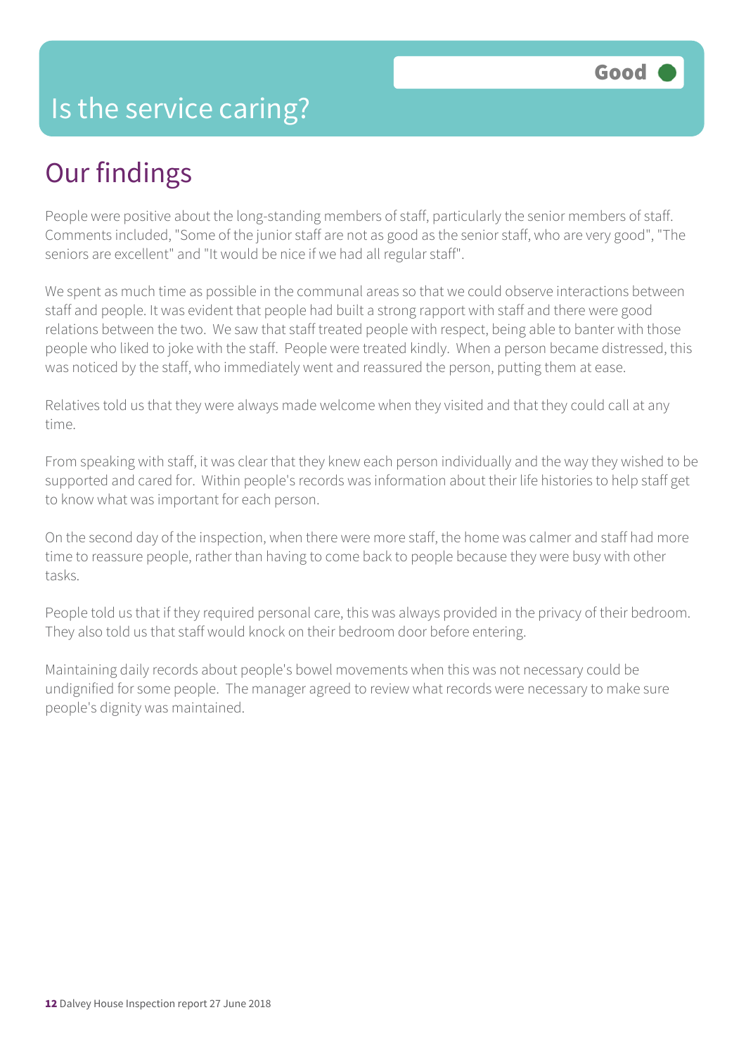# Is the service caring?

Good

## Our findings

People were positive about the long-standing members of staff, particularly the senior members of staff. Comments included, "Some of the junior staff are not as good as the senior staff, who are very good", "The seniors are excellent" and "It would be nice if we had all regular staff".

We spent as much time as possible in the communal areas so that we could observe interactions between staff and people. It was evident that people had built a strong rapport with staff and there were good relations between the two. We saw that staff treated people with respect, being able to banter with those people who liked to joke with the staff. People were treated kindly. When a person became distressed, this was noticed by the staff, who immediately went and reassured the person, putting them at ease.

Relatives told us that they were always made welcome when they visited and that they could call at any time.

From speaking with staff, it was clear that they knew each person individually and the way they wished to be supported and cared for. Within people's records was information about their life histories to help staff get to know what was important for each person.

On the second day of the inspection, when there were more staff, the home was calmer and staff had more time to reassure people, rather than having to come back to people because they were busy with other tasks.

People told us that if they required personal care, this was always provided in the privacy of their bedroom. They also told us that staff would knock on their bedroom door before entering.

Maintaining daily records about people's bowel movements when this was not necessary could be undignified for some people. The manager agreed to review what records were necessary to make sure people's dignity was maintained.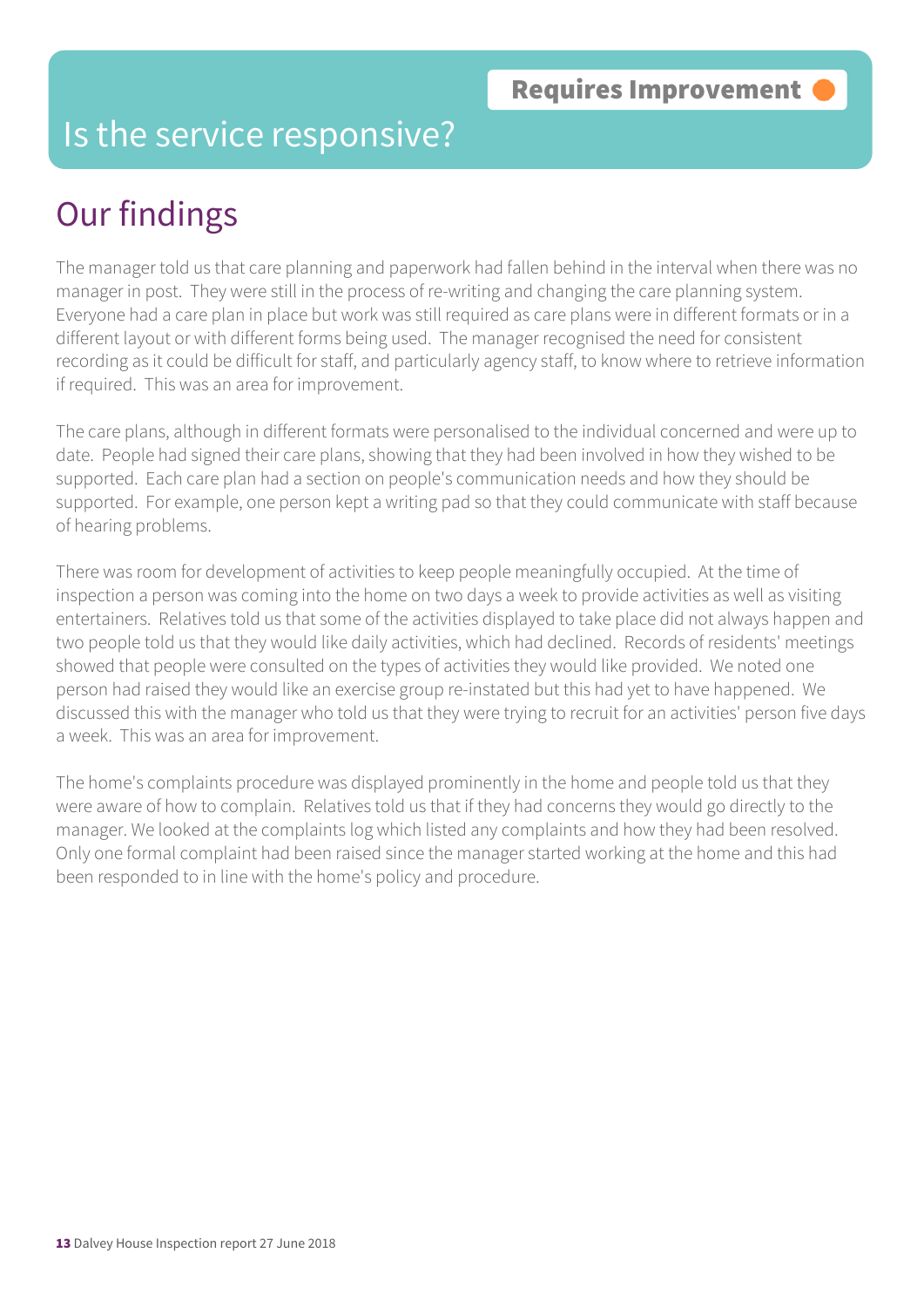Requires Improvement

# Is the service responsive?

## Our findings

The manager told us that care planning and paperwork had fallen behind in the interval when there was no manager in post. They were still in the process of re-writing and changing the care planning system. Everyone had a care plan in place but work was still required as care plans were in different formats or in a different layout or with different forms being used. The manager recognised the need for consistent recording as it could be difficult for staff, and particularly agency staff, to know where to retrieve information if required. This was an area for improvement.

The care plans, although in different formats were personalised to the individual concerned and were up to date. People had signed their care plans, showing that they had been involved in how they wished to be supported. Each care plan had a section on people's communication needs and how they should be supported. For example, one person kept a writing pad so that they could communicate with staff because of hearing problems.

There was room for development of activities to keep people meaningfully occupied. At the time of inspection a person was coming into the home on two days a week to provide activities as well as visiting entertainers. Relatives told us that some of the activities displayed to take place did not always happen and two people told us that they would like daily activities, which had declined. Records of residents' meetings showed that people were consulted on the types of activities they would like provided. We noted one person had raised they would like an exercise group re-instated but this had yet to have happened. We discussed this with the manager who told us that they were trying to recruit for an activities' person five days a week. This was an area for improvement.

The home's complaints procedure was displayed prominently in the home and people told us that they were aware of how to complain. Relatives told us that if they had concerns they would go directly to the manager. We looked at the complaints log which listed any complaints and how they had been resolved. Only one formal complaint had been raised since the manager started working at the home and this had been responded to in line with the home's policy and procedure.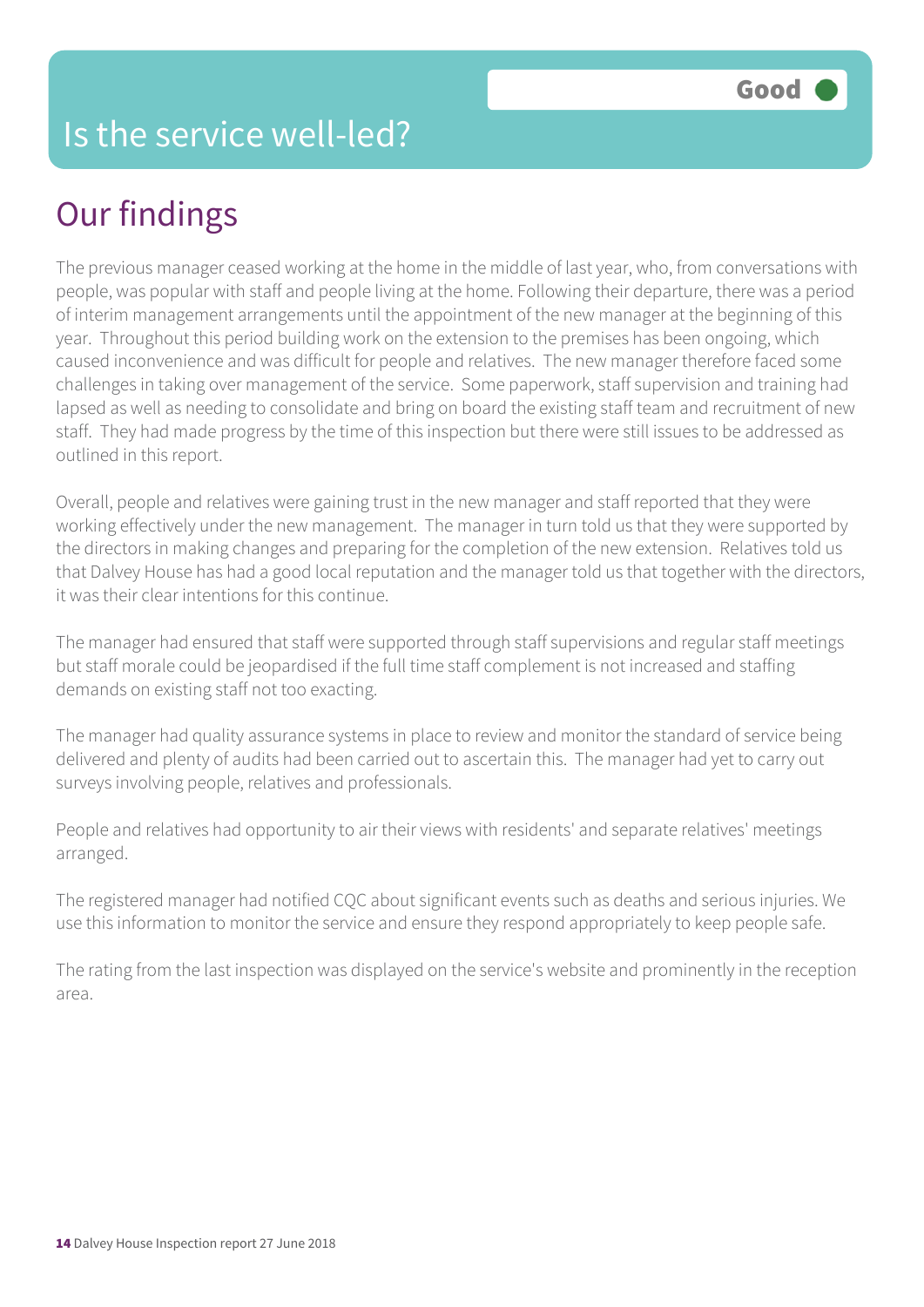# Is the service well-led?

Good

## Our findings

The previous manager ceased working at the home in the middle of last year, who, from conversations with people, was popular with staff and people living at the home. Following their departure, there was a period of interim management arrangements until the appointment of the new manager at the beginning of this year. Throughout this period building work on the extension to the premises has been ongoing, which caused inconvenience and was difficult for people and relatives. The new manager therefore faced some challenges in taking over management of the service. Some paperwork, staff supervision and training had lapsed as well as needing to consolidate and bring on board the existing staff team and recruitment of new staff. They had made progress by the time of this inspection but there were still issues to be addressed as outlined in this report.

Overall, people and relatives were gaining trust in the new manager and staff reported that they were working effectively under the new management. The manager in turn told us that they were supported by the directors in making changes and preparing for the completion of the new extension. Relatives told us that Dalvey House has had a good local reputation and the manager told us that together with the directors, it was their clear intentions for this continue.

The manager had ensured that staff were supported through staff supervisions and regular staff meetings but staff morale could be jeopardised if the full time staff complement is not increased and staffing demands on existing staff not too exacting.

The manager had quality assurance systems in place to review and monitor the standard of service being delivered and plenty of audits had been carried out to ascertain this. The manager had yet to carry out surveys involving people, relatives and professionals.

People and relatives had opportunity to air their views with residents' and separate relatives' meetings arranged.

The registered manager had notified CQC about significant events such as deaths and serious injuries. We use this information to monitor the service and ensure they respond appropriately to keep people safe.

The rating from the last inspection was displayed on the service's website and prominently in the reception area.